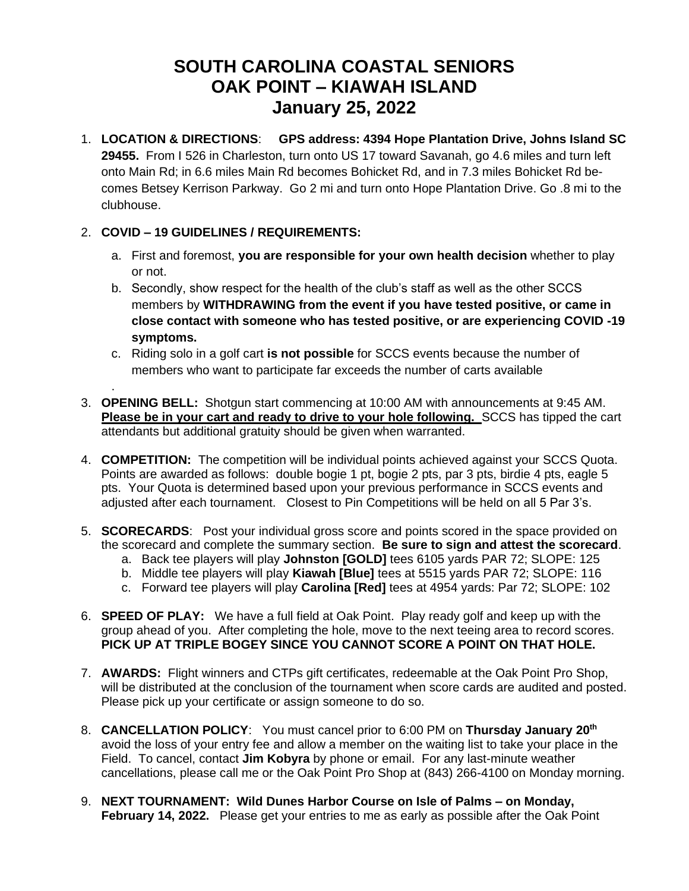# SOUTH CAROLINA COASTAL SENIORS
# OAK POINT – KIAWAH ISLAND
# January 25, 2022

1. **LOCATION & DIRECTIONS**: **GPS address: 4394 Hope Plantation Drive, Johns Island SC 29455.** From I 526 in Charleston, turn onto US 17 toward Savanah, go 4.6 miles and turn left onto Main Rd; in 6.6 miles Main Rd becomes Bohicket Rd, and in 7.3 miles Bohicket Rd becomes Betsey Kerrison Parkway. Go 2 mi and turn onto Hope Plantation Drive. Go .8 mi to the clubhouse.

2. **COVID – 19 GUIDELINES / REQUIREMENTS:**
   a. First and foremost, **you are responsible for your own health decision** whether to play or not.
   b. Secondly, show respect for the health of the club's staff as well as the other SCCS members by **WITHDRAWING from the event if you have tested positive, or came in close contact with someone who has tested positive, or are experiencing COVID -19 symptoms.**
   c. Riding solo in a golf cart **is not possible** for SCCS events because the number of members who want to participate far exceeds the number of carts available

3. **OPENING BELL:** Shotgun start commencing at 10:00 AM with announcements at 9:45 AM. **Please be in your cart and ready to drive to your hole following.** SCCS has tipped the cart attendants but additional gratuity should be given when warranted.

4. **COMPETITION:** The competition will be individual points achieved against your SCCS Quota. Points are awarded as follows: double bogie 1 pt, bogie 2 pts, par 3 pts, birdie 4 pts, eagle 5 pts. Your Quota is determined based upon your previous performance in SCCS events and adjusted after each tournament. Closest to Pin Competitions will be held on all 5 Par 3's.

5. **SCORECARDS**: Post your individual gross score and points scored in the space provided on the scorecard and complete the summary section. **Be sure to sign and attest the scorecard**.
   a. Back tee players will play **Johnston [GOLD]** tees 6105 yards PAR 72; SLOPE: 125
   b. Middle tee players will play **Kiawah [Blue]** tees at 5515 yards PAR 72; SLOPE: 116
   c. Forward tee players will play **Carolina [Red]** tees at 4954 yards: Par 72; SLOPE: 102

6. **SPEED OF PLAY:** We have a full field at Oak Point. Play ready golf and keep up with the group ahead of you. After completing the hole, move to the next teeing area to record scores. **PICK UP AT TRIPLE BOGEY SINCE YOU CANNOT SCORE A POINT ON THAT HOLE.**

7. **AWARDS:** Flight winners and CTPs gift certificates, redeemable at the Oak Point Pro Shop, will be distributed at the conclusion of the tournament when score cards are audited and posted. Please pick up your certificate or assign someone to do so.

8. **CANCELLATION POLICY**: You must cancel prior to 6:00 PM on **Thursday January 20th** avoid the loss of your entry fee and allow a member on the waiting list to take your place in the Field. To cancel, contact **Jim Kobyra** by phone or email. For any last-minute weather cancellations, please call me or the Oak Point Pro Shop at (843) 266-4100 on Monday morning.

9. **NEXT TOURNAMENT: Wild Dunes Harbor Course on Isle of Palms – on Monday, February 14, 2022.** Please get your entries to me as early as possible after the Oak Point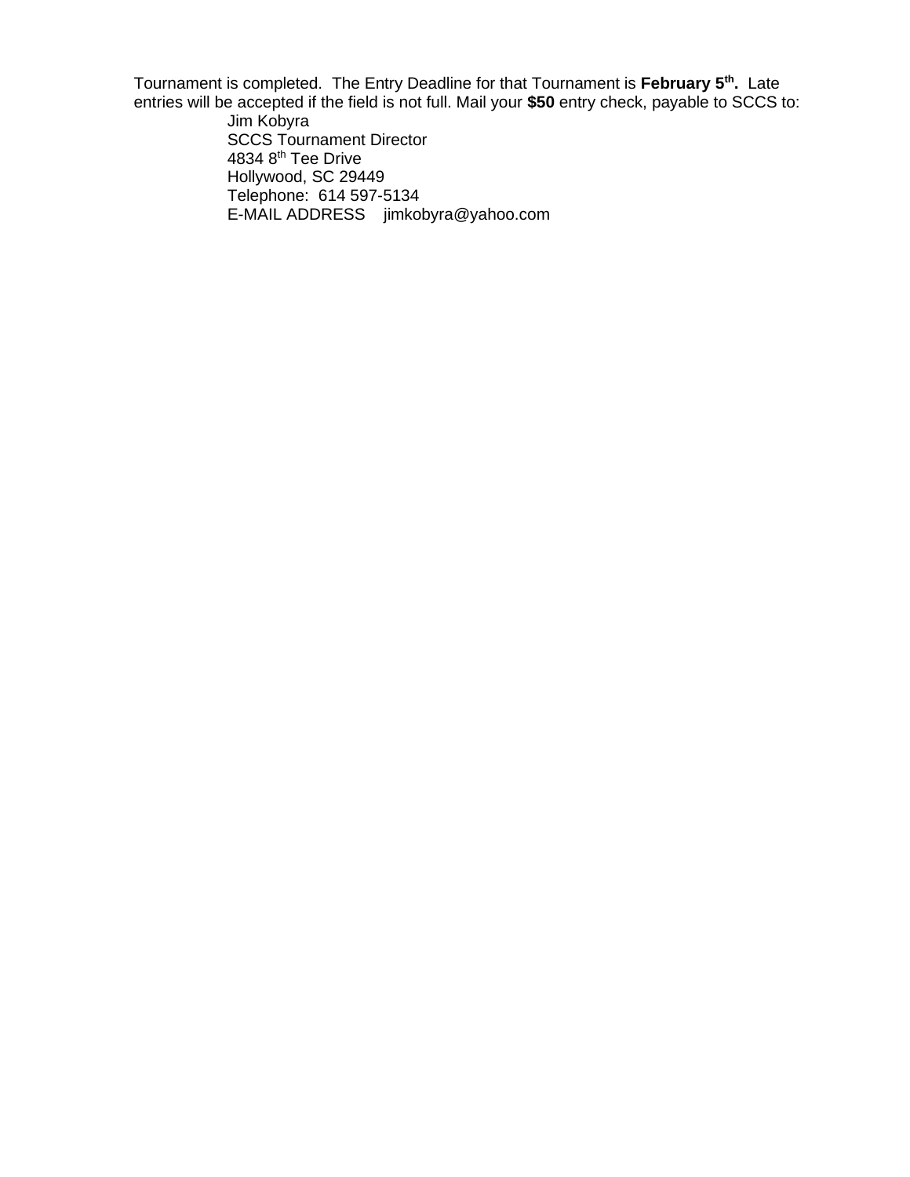Tournament is completed. The Entry Deadline for that Tournament is **February 5th.** Late entries will be accepted if the field is not full. Mail your **$50** entry check, payable to SCCS to:

Jim Kobyra
SCCS Tournament Director
4834 8th Tee Drive
Hollywood, SC 29449
Telephone: 614 597-5134
E-MAIL ADDRESS jimkobyra@yahoo.com